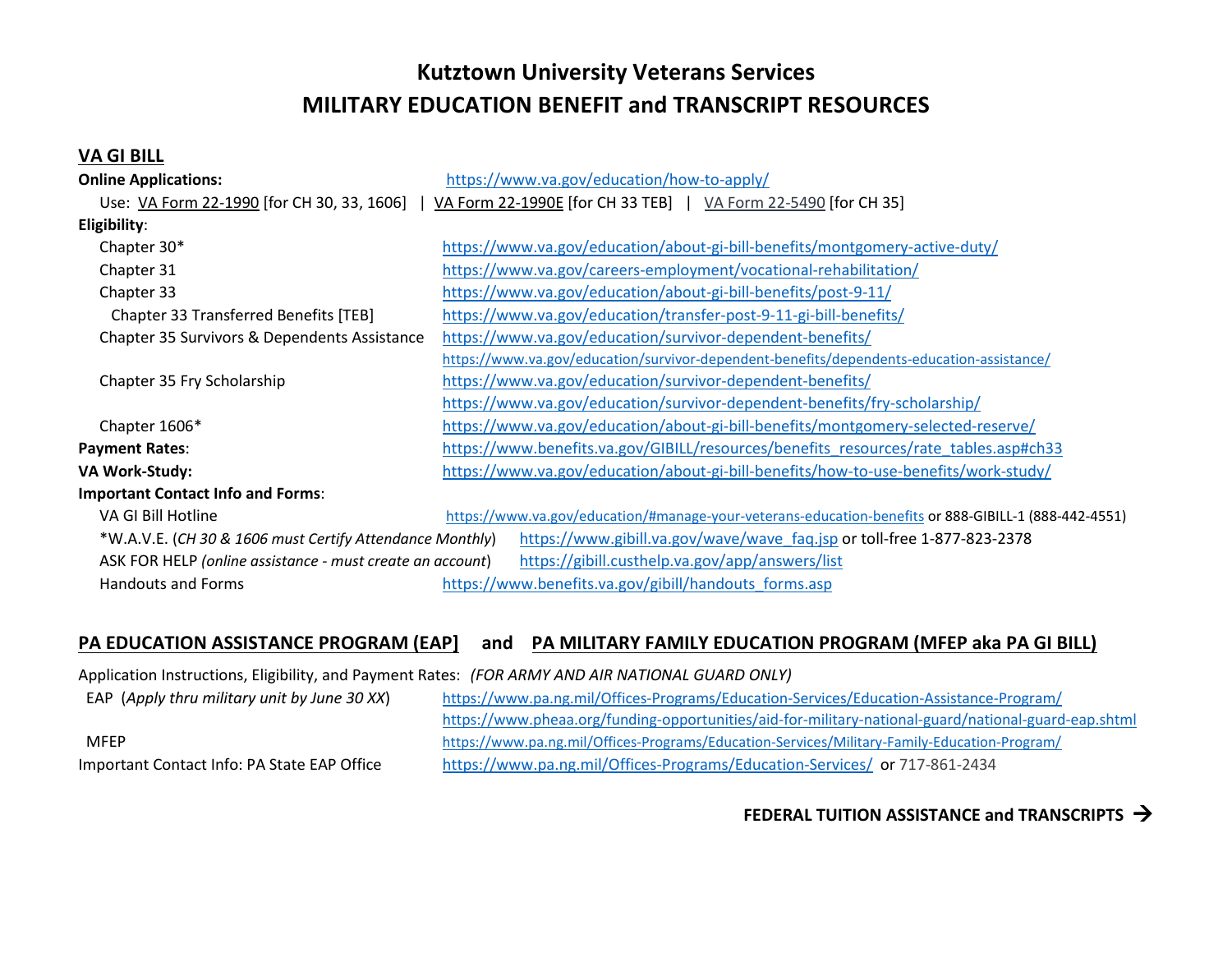# Kutztown University Veterans Services

# MILITARY EDUCATION BENEFIT and TRANSCRIPT RESOURCES

## VA GI BILL

**Online Applications:** https://www.va.gov/education/how-to-apply/

Use: VA Form 22-1990 [for CH 30, 33, 1606] | VA Form 22-1990E [for CH 33 TEB] | VA Form 22-5490 [for CH 35]

**Eligibility**:

| | |
|---|---|
| Chapter 30* | https://www.va.gov/education/about-gi-bill-benefits/montgomery-active-duty/ |
| Chapter 31 | https://www.va.gov/careers-employment/vocational-rehabilitation/ |
| Chapter 33 | https://www.va.gov/education/about-gi-bill-benefits/post-9-11/ |
| Chapter 33 Transferred Benefits [TEB] | https://www.va.gov/education/transfer-post-9-11-gi-bill-benefits/ |
| Chapter 35 Survivors & Dependents Assistance | https://www.va.gov/education/survivor-dependent-benefits/ <br> https://www.va.gov/education/survivor-dependent-benefits/dependents-education-assistance/ |
| Chapter 35 Fry Scholarship | https://www.va.gov/education/survivor-dependent-benefits/ <br> https://www.va.gov/education/survivor-dependent-benefits/fry-scholarship/ |
| Chapter 1606* | https://www.va.gov/education/about-gi-bill-benefits/montgomery-selected-reserve/ |

**Payment Rates**: https://www.benefits.va.gov/GIBILL/resources/benefits_resources/rate_tables.asp#ch33

**VA Work-Study:** https://www.va.gov/education/about-gi-bill-benefits/how-to-use-benefits/work-study/

**Important Contact Info and Forms**:

| | |
|---|---|
| VA GI Bill Hotline | https://www.va.gov/education/#manage-your-veterans-education-benefits or 888-GIBILL-1 (888-442-4551) |
| *W.A.V.E. (*CH 30 & 1606 must Certify Attendance Monthly*) | https://www.gibill.va.gov/wave/wave_faq.jsp or toll-free 1-877-823-2378 |
| ASK FOR HELP *(online assistance - must create an account)* | https://gibill.custhelp.va.gov/app/answers/list |
| Handouts and Forms | https://www.benefits.va.gov/gibill/handouts_forms.asp |

## PA EDUCATION ASSISTANCE PROGRAM (EAP) and PA MILITARY FAMILY EDUCATION PROGRAM (MFEP aka PA GI BILL)

Application Instructions, Eligibility, and Payment Rates: *(FOR ARMY AND AIR NATIONAL GUARD ONLY)*

| | |
|---|---|
| EAP (*Apply thru military unit by June 30 XX*) | https://www.pa.ng.mil/Offices-Programs/Education-Services/Education-Assistance-Program/ <br> https://www.pheaa.org/funding-opportunities/aid-for-military-national-guard/national-guard-eap.shtml |
| MFEP | https://www.pa.ng.mil/Offices-Programs/Education-Services/Military-Family-Education-Program/ |
| Important Contact Info: PA State EAP Office | https://www.pa.ng.mil/Offices-Programs/Education-Services/ or 717-861-2434 |

**FEDERAL TUITION ASSISTANCE and TRANSCRIPTS →**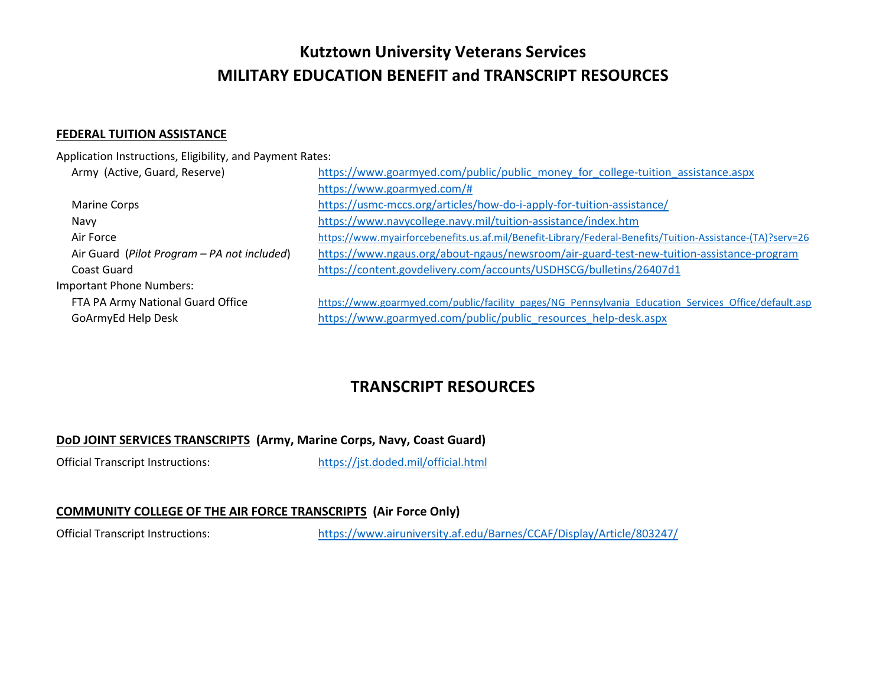# Kutztown University Veterans Services
# MILITARY EDUCATION BENEFIT and TRANSCRIPT RESOURCES

## FEDERAL TUITION ASSISTANCE

Application Instructions, Eligibility, and Payment Rates:

| | |
|---|---|
| Army (Active, Guard, Reserve) | https://www.goarmyed.com/public/public_money_for_college-tuition_assistance.aspx |
| | https://www.goarmyed.com/# |
| Marine Corps | https://usmc-mccs.org/articles/how-do-i-apply-for-tuition-assistance/ |
| Navy | https://www.navycollege.navy.mil/tuition-assistance/index.htm |
| Air Force | https://www.myairforcebenefits.us.af.mil/Benefit-Library/Federal-Benefits/Tuition-Assistance-(TA)?serv=26 |
| Air Guard (*Pilot Program – PA not included*) | https://www.ngaus.org/about-ngaus/newsroom/air-guard-test-new-tuition-assistance-program |
| Coast Guard | https://content.govdelivery.com/accounts/USDHSCG/bulletins/26407d1 |

Important Phone Numbers:

| | |
|---|---|
| FTA PA Army National Guard Office | https://www.goarmyed.com/public/facility_pages/NG_Pennsylvania_Education_Services_Office/default.asp |
| GoArmyEd Help Desk | https://www.goarmyed.com/public/public_resources_help-desk.aspx |

# TRANSCRIPT RESOURCES

## DoD JOINT SERVICES TRANSCRIPTS (Army, Marine Corps, Navy, Coast Guard)

Official Transcript Instructions: https://jst.doded.mil/official.html

## COMMUNITY COLLEGE OF THE AIR FORCE TRANSCRIPTS (Air Force Only)

Official Transcript Instructions: https://www.airuniversity.af.edu/Barnes/CCAF/Display/Article/803247/